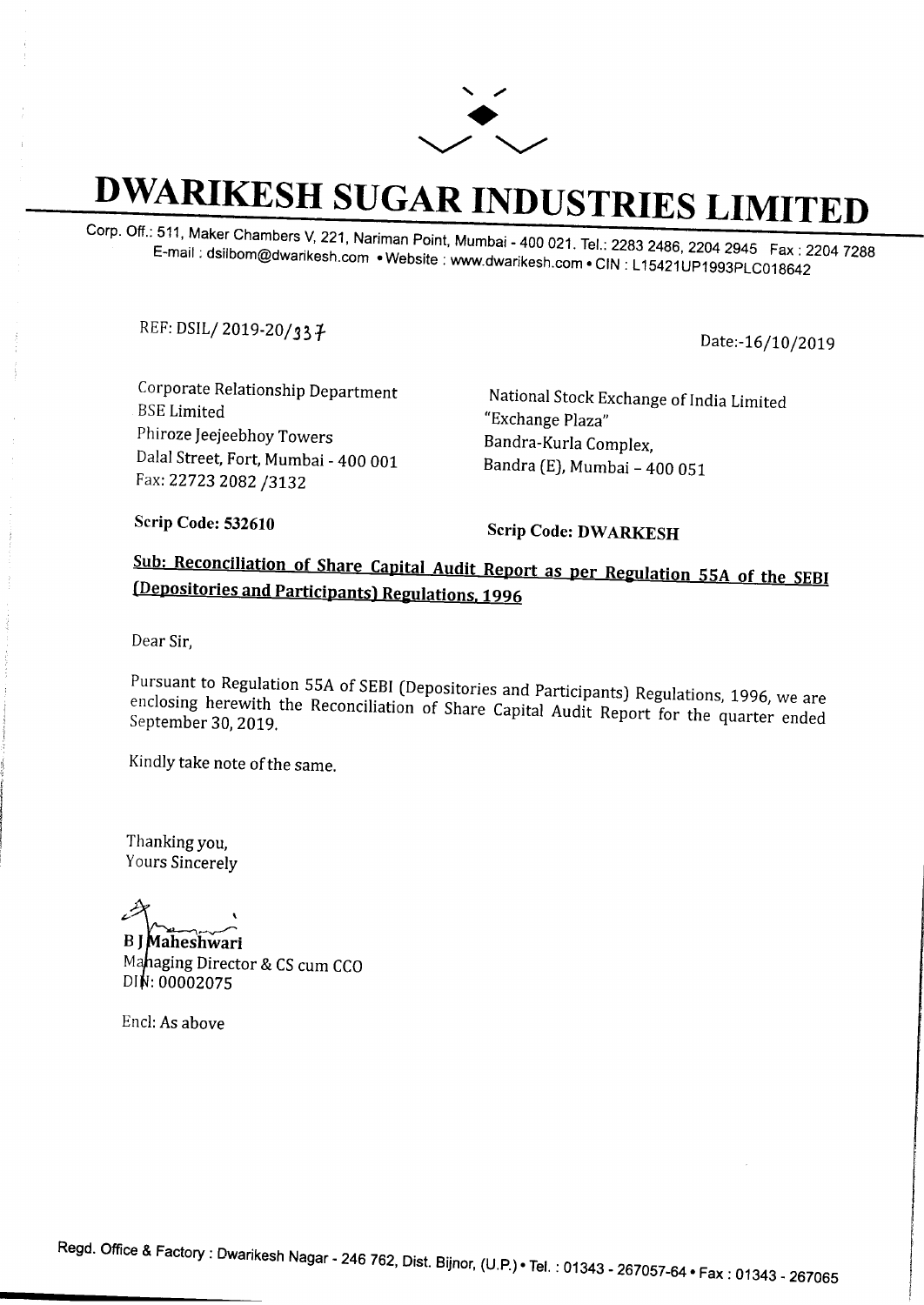# DWARIKESH SUGAR INDUSTRIES LIMITED

Corp. Off.: 511, Maker Chambers V, 221, Nariman Point, Mumbai - 400 021. Tel.: 2283 2486, 2204 2945 Fax : 2204 7288
E-mail : dsilbom@dwarikesh.com • Website : www.dwarikesh.com • CIN : L15421UP1993PLC018642

REF: DSIL/ 2019-20/337

Date:-16/10/2019

Corporate Relationship Department
BSE Limited
Phiroze Jeejeebhoy Towers
Dalal Street, Fort, Mumbai - 400 001
Fax: 22723 2082 /3132

National Stock Exchange of India Limited
"Exchange Plaza"
Bandra-Kurla Complex,
Bandra (E), Mumbai – 400 051

**Scrip Code: 532610**

**Scrip Code: DWARKESH**

**Sub: Reconciliation of Share Capital Audit Report as per Regulation 55A of the SEBI (Depositories and Participants) Regulations, 1996**

Dear Sir,

Pursuant to Regulation 55A of SEBI (Depositories and Participants) Regulations, 1996, we are enclosing herewith the Reconciliation of Share Capital Audit Report for the quarter ended September 30, 2019.

Kindly take note of the same.

Thanking you,
Yours Sincerely

**B J Maheshwari**
Managing Director & CS cum CCO
DIN: 00002075

Encl: As above

Regd. Office & Factory : Dwarikesh Nagar - 246 762, Dist. Bijnor, (U.P.) • Tel. : 01343 - 267057-64 • Fax : 01343 - 267065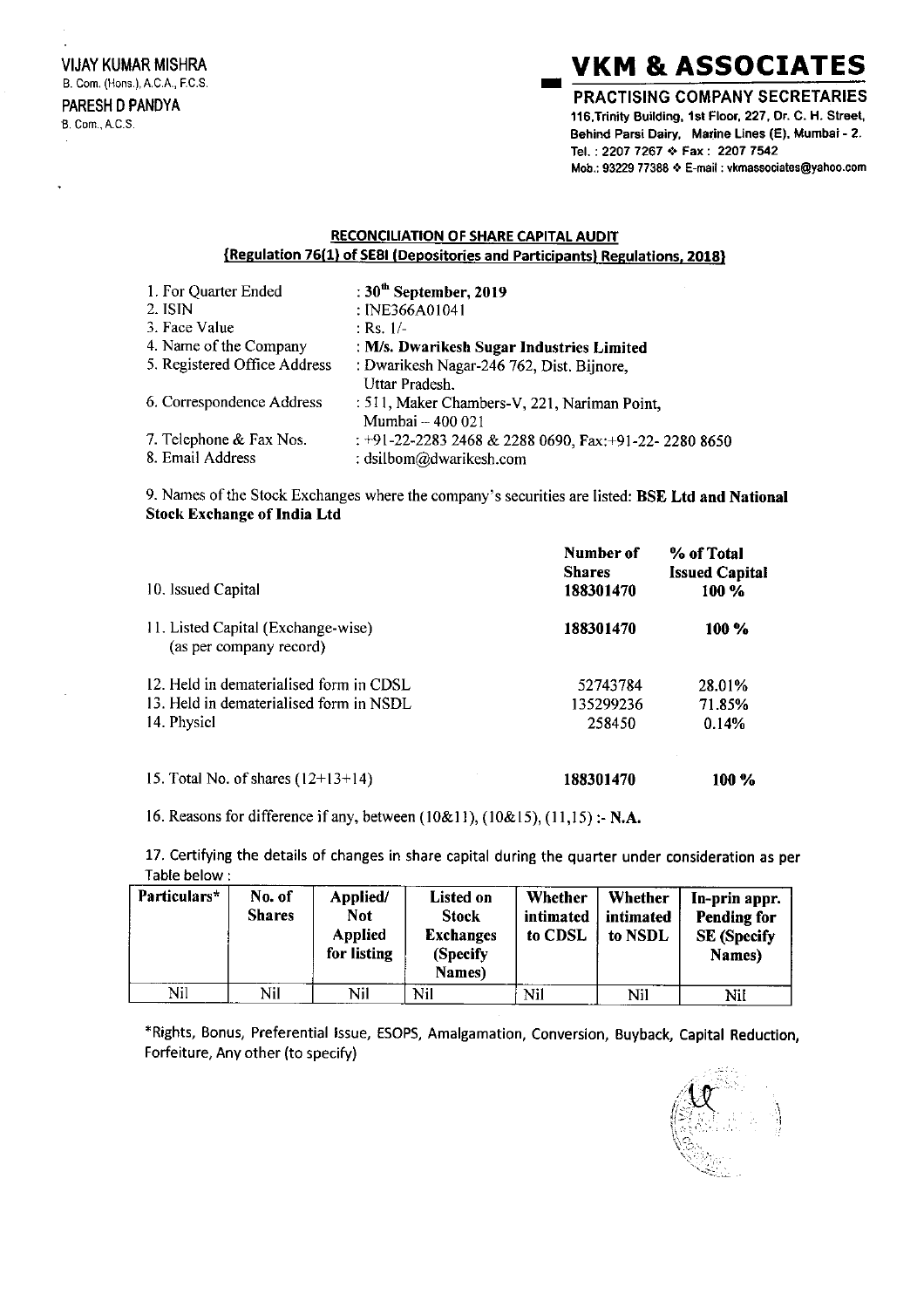VIJAY KUMAR MISHRA
B. Com. (Hons.), A.C.A., F.C.S.

PARESH D PANDYA
B. Com., A.C.S.

# VKM & ASSOCIATES

**PRACTISING COMPANY SECRETARIES**

116,Trinity Building, 1st Floor, 227, Dr. C. H. Street, Behind Parsi Dairy, Marine Lines (E), Mumbai - 2.
Tel. : 2207 7267 ❖ Fax : 2207 7542
Mob.: 93229 77388 ❖ E-mail : vkmassociates@yahoo.com

## RECONCILIATION OF SHARE CAPITAL AUDIT
## (Regulation 76(1) of SEBI (Depositories and Participants) Regulations, 2018)

| | |
|---|---|
| 1. For Quarter Ended | : **30th September, 2019** |
| 2. ISIN | : INE366A01041 |
| 3. Face Value | : Rs. 1/- |
| 4. Name of the Company | : **M/s. Dwarikesh Sugar Industries Limited** |
| 5. Registered Office Address | : Dwarikesh Nagar-246 762, Dist. Bijnore, Uttar Pradesh. |
| 6. Correspondence Address | : 511, Maker Chambers-V, 221, Nariman Point, Mumbai – 400 021 |
| 7. Telephone & Fax Nos. | : +91-22-2283 2468 & 2288 0690, Fax:+91-22- 2280 8650 |
| 8. Email Address | : dsilbom@dwarikesh.com |

9. Names of the Stock Exchanges where the company's securities are listed: **BSE Ltd and National Stock Exchange of India Ltd**

| | Number of Shares | % of Total Issued Capital |
|---|---|---|
| 10. Issued Capital | 188301470 | 100 % |
| 11. Listed Capital (Exchange-wise) (as per company record) | **188301470** | **100 %** |
| 12. Held in dematerialised form in CDSL | 52743784 | 28.01% |
| 13. Held in dematerialised form in NSDL | 135299236 | 71.85% |
| 14. Physicl | 258450 | 0.14% |
| 15. Total No. of shares (12+13+14) | **188301470** | **100 %** |

16. Reasons for difference if any, between (10&11), (10&15), (11,15) :- **N.A.**

17. Certifying the details of changes in share capital during the quarter under consideration as per Table below :

| Particulars* | No. of Shares | Applied/ Not Applied for listing | Listed on Stock Exchanges (Specify Names) | Whether intimated to CDSL | Whether intimated to NSDL | In-prin appr. Pending for SE (Specify Names) |
|---|---|---|---|---|---|---|
| Nil | Nil | Nil | Nil | Nil | Nil | Nil |

*Rights, Bonus, Preferential Issue, ESOPS, Amalgamation, Conversion, Buyback, Capital Reduction, Forfeiture, Any other (to specify)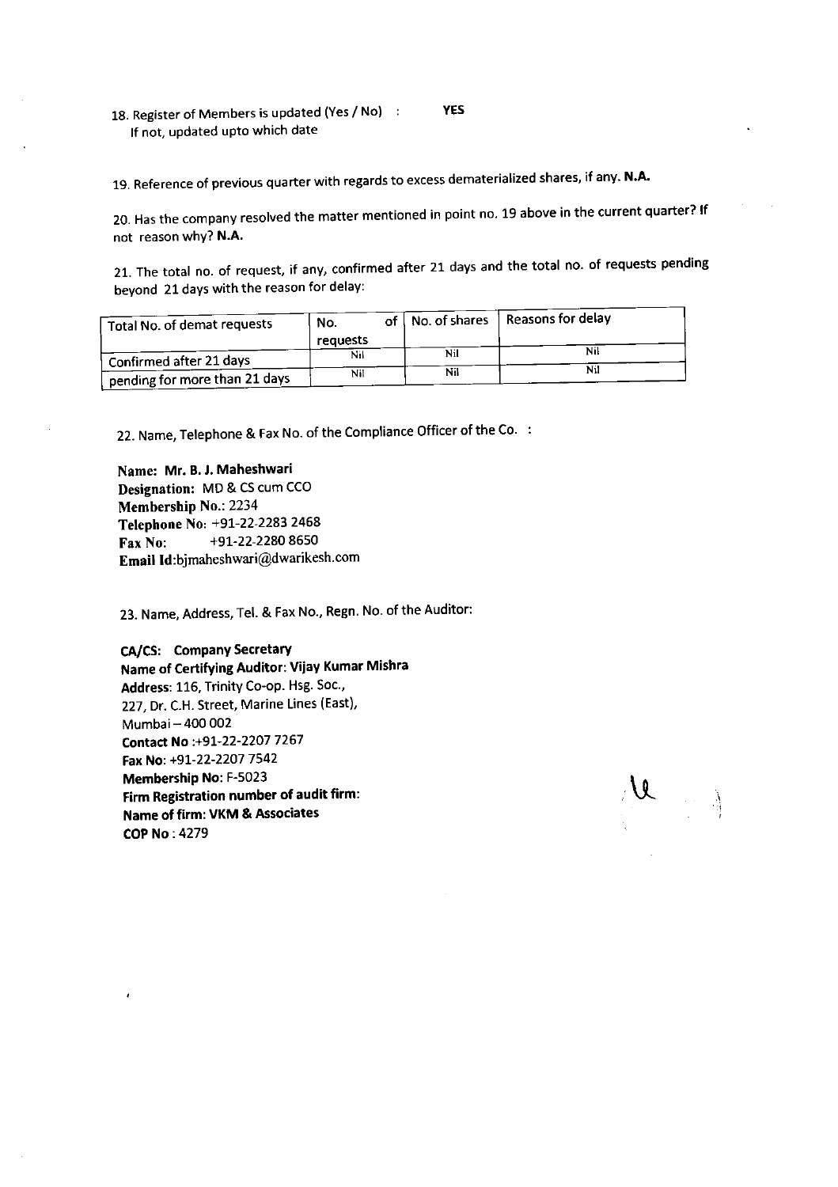18. Register of Members is updated (Yes / No) : **YES**
If not, updated upto which date

19. Reference of previous quarter with regards to excess dematerialized shares, if any. **N.A.**

20. Has the company resolved the matter mentioned in point no. 19 above in the current quarter? If not reason why? **N.A.**

21. The total no. of request, if any, confirmed after 21 days and the total no. of requests pending beyond 21 days with the reason for delay:

| Total No. of demat requests | No. of requests | No. of shares | Reasons for delay |
|---|---|---|---|
| Confirmed after 21 days | Nil | Nil | Nil |
| pending for more than 21 days | Nil | Nil | Nil |

22. Name, Telephone & Fax No. of the Compliance Officer of the Co. :

**Name: Mr. B. J. Maheshwari**
**Designation:** MD & CS cum CCO
**Membership No.:** 2234
**Telephone No:** +91-22-2283 2468
**Fax No:** +91-22-2280 8650
**Email Id:**bjmaheshwari@dwarikesh.com

23. Name, Address, Tel. & Fax No., Regn. No. of the Auditor:

**CA/CS: Company Secretary**
**Name of Certifying Auditor: Vijay Kumar Mishra**
**Address:** 116, Trinity Co-op. Hsg. Soc.,
227, Dr. C.H. Street, Marine Lines (East),
Mumbai – 400 002
**Contact No** :+91-22-2207 7267
**Fax No:** +91-22-2207 7542
**Membership No:** F-5023
**Firm Registration number of audit firm:**
**Name of firm: VKM & Associates**
**COP No** : 4279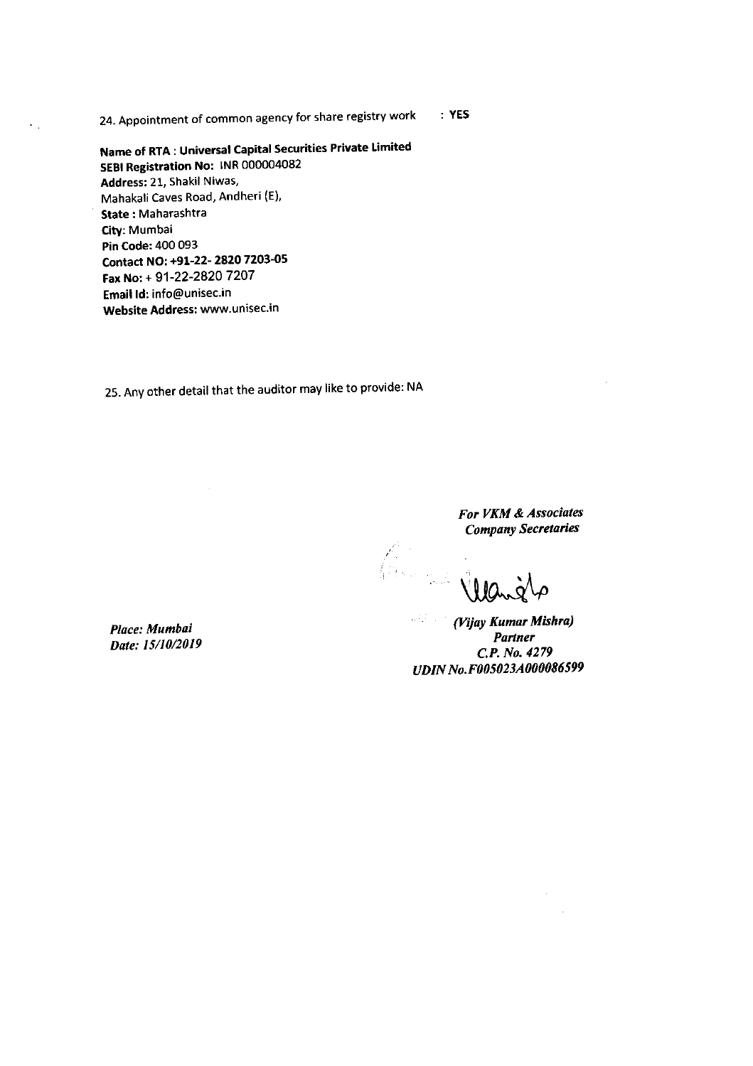24. Appointment of common agency for share registry work : **YES**

**Name of RTA : Universal Capital Securities Private Limited**
**SEBI Registration No:** INR 000004082
**Address:** 21, Shakil Niwas,
Mahakali Caves Road, Andheri (E),
**State :** Maharashtra
**City:** Mumbai
**Pin Code:** 400 093
**Contact NO: +91-22- 2820 7203-05**
**Fax No:** + 91-22-2820 7207
**Email Id:** info@unisec.in
**Website Address:** www.unisec.in

25. Any other detail that the auditor may like to provide: NA

***For VKM & Associates***
***Company Secretaries***

***(Vijay Kumar Mishra)***
***Partner***
***C.P. No. 4279***
***UDIN No.F005023A000086599***

***Place: Mumbai***
***Date: 15/10/2019***